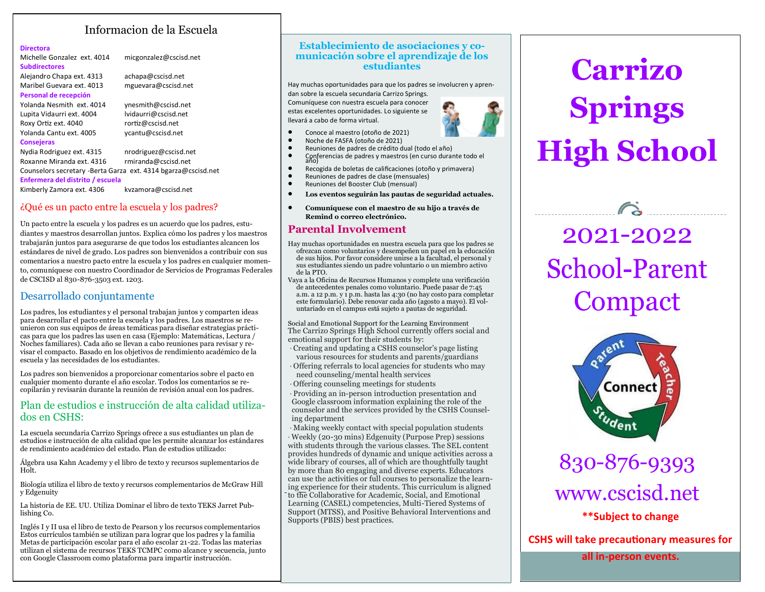# Informacion de la Escuela

**Directora**

Michelle Gonzalez ext. 4014 micgonzalez@cscisd.net

**Subdirectores**

Alejandro Chapa ext. 4313 achapa@cscisd.net
Maribel Guevara ext. 4013 mguevara@cscisd.net

**Personal de recepción**

Yolanda Nesmith ext. 4014 ynesmith@cscisd.net
Lupita Vidaurri ext. 4004 lvidaurri@cscisd.net
Roxy Ortiz ext. 4040 rortiz@cscisd.net
Yolanda Cantu ext. 4005 ycantu@cscisd.net

**Consejeras**

Nydia Rodriguez ext. 4315 nrodriguez@cscisd.net
Roxanne Miranda ext. 4316 rmiranda@cscisd.net
Counselors secretary -Berta Garza ext. 4314 bgarza@cscisd.net

**Enfermera del distrito / escuela**

Kimberly Zamora ext. 4306 kvzamora@cscisd.net

## ¿Qué es un pacto entre la escuela y los padres?

Un pacto entre la escuela y los padres es un acuerdo que los padres, estudiantes y maestros desarrollan juntos. Explica cómo los padres y los maestros trabajarán juntos para asegurarse de que todos los estudiantes alcancen los estándares de nivel de grado. Los padres son bienvenidos a contribuir con sus comentarios a nuestro pacto entre la escuela y los padres en cualquier momento, comuníquese con nuestro Coordinador de Servicios de Programas Federales de CSCISD al 830-876-3503 ext. 1203.

## Desarrollado conjuntamente

Los padres, los estudiantes y el personal trabajan juntos y comparten ideas para desarrollar el pacto entre la escuela y los padres. Los maestros se reunieron con sus equipos de áreas temáticas para diseñar estrategias prácticas para que los padres las usen en casa (Ejemplo: Matemáticas, Lectura / Noches familiares). Cada año se llevan a cabo reuniones para revisar y revisar el compacto. Basado en los objetivos de rendimiento académico de la escuela y las necesidades de los estudiantes.

Los padres son bienvenidos a proporcionar comentarios sobre el pacto en cualquier momento durante el año escolar. Todos los comentarios se recopilarán y revisarán durante la reunión de revisión anual con los padres.

## Plan de estudios e instrucción de alta calidad utilizados en CSHS:

La escuela secundaria Carrizo Springs ofrece a sus estudiantes un plan de estudios e instrucción de alta calidad que les permite alcanzar los estándares de rendimiento académico del estado. Plan de estudios utilizado:

Álgebra usa Kahn Academy y el libro de texto y recursos suplementarios de Holt.

Biología utiliza el libro de texto y recursos complementarios de McGraw Hill y Edgenuity

La historia de EE. UU. Utiliza Dominar el libro de texto TEKS Jarret Publishing Co.

Inglés I y II usa el libro de texto de Pearson y los recursos complementarios Estos currículos también se utilizan para lograr que los padres y la familia Metas de participación escolar para el año escolar 21-22. Todas las materias utilizan el sistema de recursos TEKS TCMPC como alcance y secuencia, junto con Google Classroom como plataforma para impartir instrucción.

## Establecimiento de asociaciones y comunicación sobre el aprendizaje de los estudiantes

Hay muchas oportunidades para que los padres se involucren y aprendan sobre la escuela secundaria Carrizo Springs. Comuníquese con nuestra escuela para conocer estas excelentes oportunidades. Lo siguiente se llevará a cabo de forma virtual.

- Conoce al maestro (otoño de 2021)
- Noche de FASFA (otoño de 2021)
- Reuniones de padres de crédito dual (todo el año)
- Conferencias de padres y maestros (en curso durante todo el año)
- Recogida de boletas de calificaciones (otoño y primavera)
- Reuniones de padres de clase (mensuales)
- Reuniones del Booster Club (mensual)
- **Los eventos seguirán las pautas de seguridad actuales.**
- **Comuníquese con el maestro de su hijo a través de Remind o correo electrónico.**

## Parental Involvement

Hay muchas oportunidades en nuestra escuela para que los padres se ofrezcan como voluntarios y desempeñen un papel en la educación de sus hijos. Por favor considere unirse a la facultad, el personal y sus estudiantes siendo un padre voluntario o un miembro activo de la PTO.

Vaya a la Oficina de Recursos Humanos y complete una verificación de antecedentes penales como voluntario. Puede pasar de 7:45 a.m. a 12 p.m. y 1 p.m. hasta las 4:30 (no hay costo para completar este formulario). Debe renovar cada año (agosto a mayo). El voluntariado en el campus está sujeto a pautas de seguridad.

Social and Emotional Support for the Learning Environment

The Carrizo Springs High School currently offers social and emotional support for their students by:

- Creating and updating a CSHS counselor's page listing various resources for students and parents/guardians
- Offering referrals to local agencies for students who may need counseling/mental health services
- Offering counseling meetings for students
- Providing an in-person introduction presentation and Google classroom information explaining the role of the counselor and the services provided by the CSHS Counseling department
- Making weekly contact with special population students
- Weekly (20-30 mins) Edgenuity (Purpose Prep) sessions with students through the various classes. The SEL content provides hundreds of dynamic and unique activities across a wide library of courses, all of which are thoughtfully taught by more than 80 engaging and diverse experts. Educators can use the activities or full courses to personalize the learning experience for their students. This curriculum is aligned to the Collaborative for Academic, Social, and Emotional Learning (CASEL) competencies, Multi-Tiered Systems of Support (MTSS), and Positive Behavioral Interventions and Supports (PBIS) best practices.

# Carrizo Springs High School

## 2021-2022 School-Parent Compact

Parent · Teacher · Student — Connect

830-876-9393

www.cscisd.net

**\*\*Subject to change**

**CSHS will take precautionary measures for all in-person events.**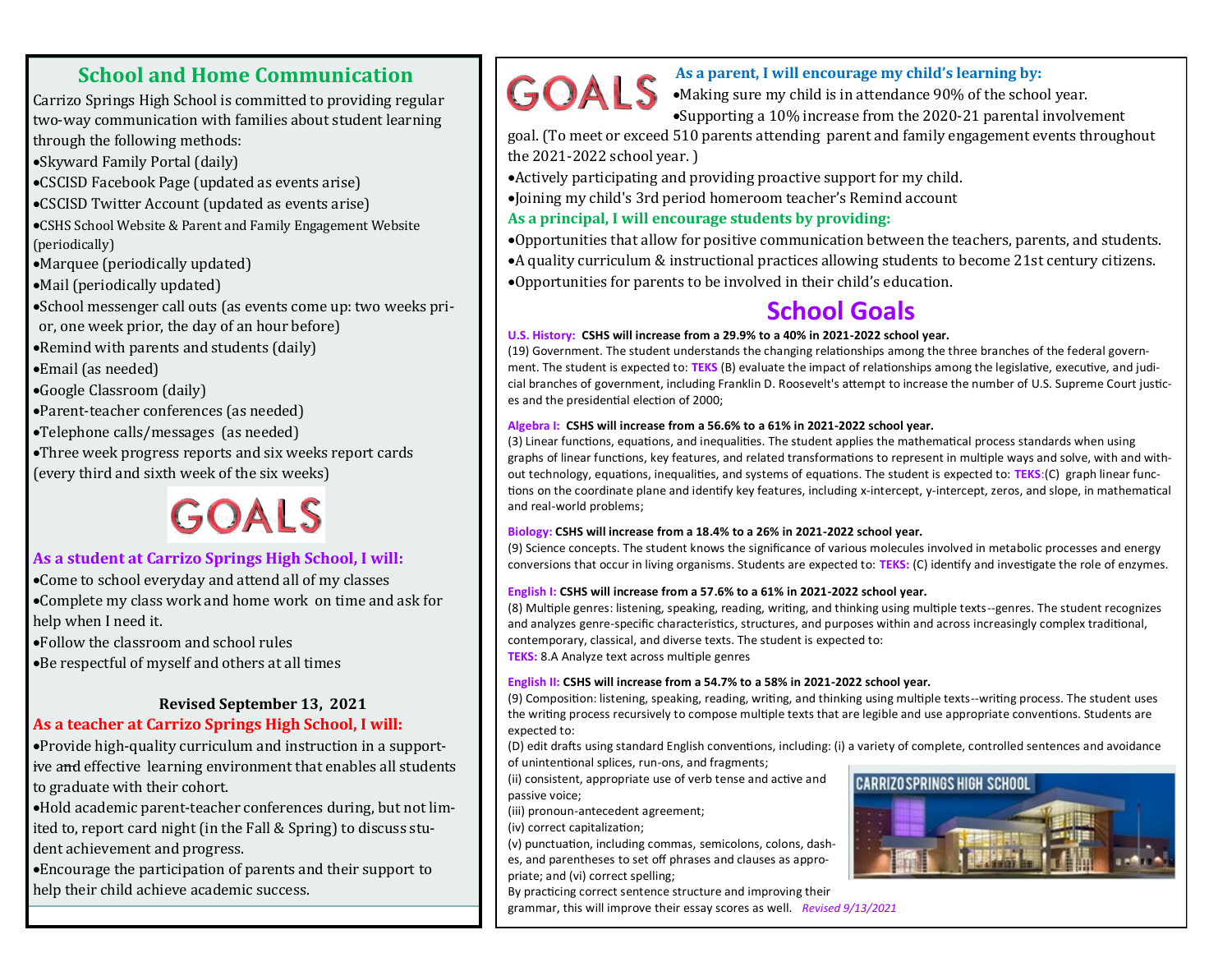## School and Home Communication

Carrizo Springs High School is committed to providing regular two-way communication with families about student learning through the following methods:

- Skyward Family Portal (daily)
- CSCISD Facebook Page (updated as events arise)
- CSCISD Twitter Account (updated as events arise)
- CSHS School Website & Parent and Family Engagement Website (periodically)
- Marquee (periodically updated)
- Mail (periodically updated)
- School messenger call outs (as events come up: two weeks prior, one week prior, the day of an hour before)
- Remind with parents and students (daily)
- Email (as needed)
- Google Classroom (daily)
- Parent-teacher conferences (as needed)
- Telephone calls/messages (as needed)
- Three week progress reports and six weeks report cards (every third and sixth week of the six weeks)

GOALS

### As a student at Carrizo Springs High School, I will:

- Come to school everyday and attend all of my classes
- Complete my class work and home work on time and ask for help when I need it.
- Follow the classroom and school rules
- Be respectful of myself and others at all times

**Revised September 13, 2021**

### As a teacher at Carrizo Springs High School, I will:

- Provide high-quality curriculum and instruction in a supportive ~~and~~ effective learning environment that enables all students to graduate with their cohort.
- Hold academic parent-teacher conferences during, but not limited to, report card night (in the Fall & Spring) to discuss student achievement and progress.
- Encourage the participation of parents and their support to help their child achieve academic success.

GOALS

### As a parent, I will encourage my child's learning by:

- Making sure my child is in attendance 90% of the school year.
- Supporting a 10% increase from the 2020-21 parental involvement goal. (To meet or exceed 510 parents attending parent and family engagement events throughout the 2021-2022 school year. )
- Actively participating and providing proactive support for my child.
- Joining my child's 3rd period homeroom teacher's Remind account

### As a principal, I will encourage students by providing:

- Opportunities that allow for positive communication between the teachers, parents, and students.
- A quality curriculum & instructional practices allowing students to become 21st century citizens.
- Opportunities for parents to be involved in their child's education.

## School Goals

**U.S. History: CSHS will increase from a 29.9% to a 40% in 2021-2022 school year.**
(19) Government. The student understands the changing relationships among the three branches of the federal government. The student is expected to: **TEKS** (B) evaluate the impact of relationships among the legislative, executive, and judicial branches of government, including Franklin D. Roosevelt's attempt to increase the number of U.S. Supreme Court justices and the presidential election of 2000;

**Algebra I: CSHS will increase from a 56.6% to a 61% in 2021-2022 school year.**
(3) Linear functions, equations, and inequalities. The student applies the mathematical process standards when using graphs of linear functions, key features, and related transformations to represent in multiple ways and solve, with and without technology, equations, inequalities, and systems of equations. The student is expected to: **TEKS**:(C) graph linear functions on the coordinate plane and identify key features, including x-intercept, y-intercept, zeros, and slope, in mathematical and real-world problems;

**Biology: CSHS will increase from a 18.4% to a 26% in 2021-2022 school year.**
(9) Science concepts. The student knows the significance of various molecules involved in metabolic processes and energy conversions that occur in living organisms. Students are expected to: **TEKS:** (C) identify and investigate the role of enzymes.

**English I: CSHS will increase from a 57.6% to a 61% in 2021-2022 school year.**
(8) Multiple genres: listening, speaking, reading, writing, and thinking using multiple texts--genres. The student recognizes and analyzes genre-specific characteristics, structures, and purposes within and across increasingly complex traditional, contemporary, classical, and diverse texts. The student is expected to:
**TEKS:** 8.A Analyze text across multiple genres

**English II: CSHS will increase from a 54.7% to a 58% in 2021-2022 school year.**
(9) Composition: listening, speaking, reading, writing, and thinking using multiple texts--writing process. The student uses the writing process recursively to compose multiple texts that are legible and use appropriate conventions. Students are expected to:
(D) edit drafts using standard English conventions, including: (i) a variety of complete, controlled sentences and avoidance of unintentional splices, run-ons, and fragments;
(ii) consistent, appropriate use of verb tense and active and passive voice;
(iii) pronoun-antecedent agreement;
(iv) correct capitalization;
(v) punctuation, including commas, semicolons, colons, dashes, and parentheses to set off phrases and clauses as appropriate; and (vi) correct spelling;
By practicing correct sentence structure and improving their grammar, this will improve their essay scores as well. *Revised 9/13/2021*

CARRIZO SPRINGS HIGH SCHOOL